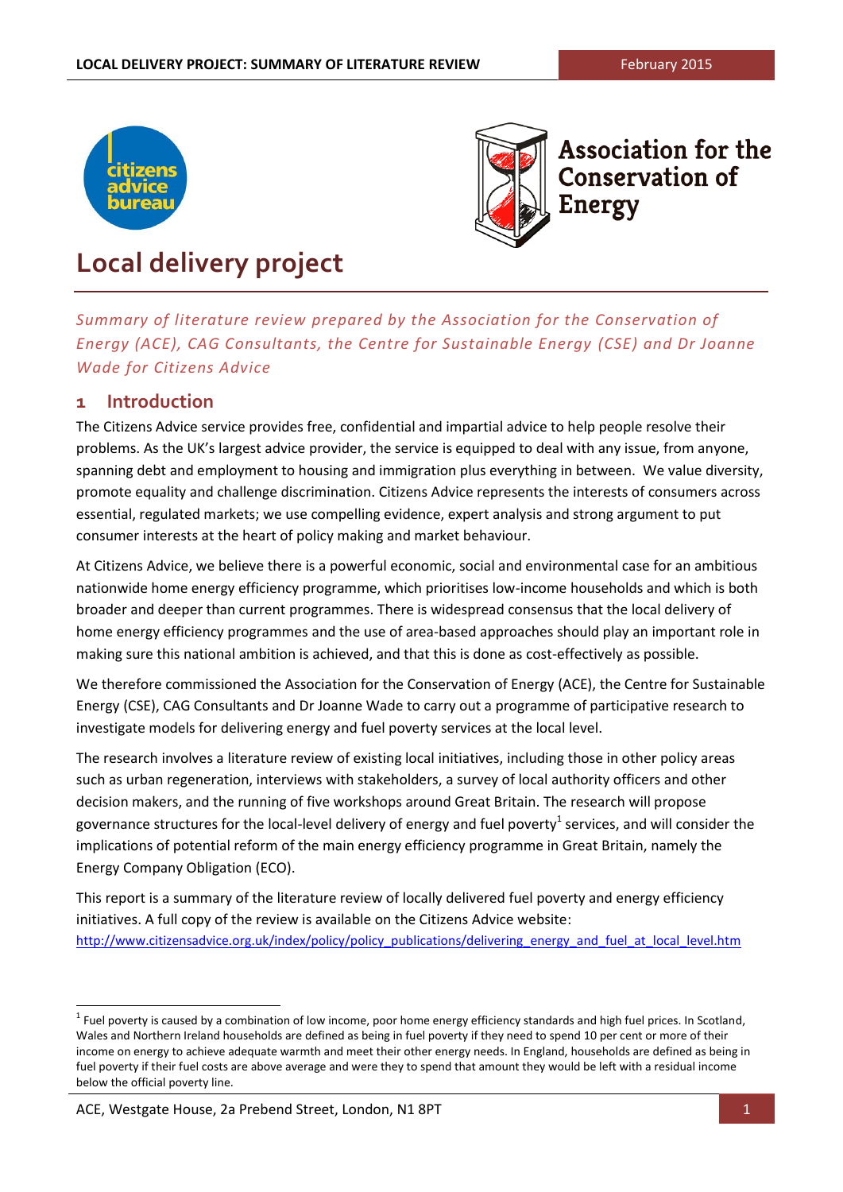# Local delivery project

*Summary of literature review prepared by the Association for the Conservation of Energy (ACE), CAG Consultants, the Centre for Sustainable Energy (CSE) and Dr Joanne Wade for Citizens Advice*

## 1 Introduction

The Citizens Advice service provides free, confidential and impartial advice to help people resolve their problems. As the UK's largest advice provider, the service is equipped to deal with any issue, from anyone, spanning debt and employment to housing and immigration plus everything in between. We value diversity, promote equality and challenge discrimination. Citizens Advice represents the interests of consumers across essential, regulated markets; we use compelling evidence, expert analysis and strong argument to put consumer interests at the heart of policy making and market behaviour.

At Citizens Advice, we believe there is a powerful economic, social and environmental case for an ambitious nationwide home energy efficiency programme, which prioritises low-income households and which is both broader and deeper than current programmes. There is widespread consensus that the local delivery of home energy efficiency programmes and the use of area-based approaches should play an important role in making sure this national ambition is achieved, and that this is done as cost-effectively as possible.

We therefore commissioned the Association for the Conservation of Energy (ACE), the Centre for Sustainable Energy (CSE), CAG Consultants and Dr Joanne Wade to carry out a programme of participative research to investigate models for delivering energy and fuel poverty services at the local level.

The research involves a literature review of existing local initiatives, including those in other policy areas such as urban regeneration, interviews with stakeholders, a survey of local authority officers and other decision makers, and the running of five workshops around Great Britain. The research will propose governance structures for the local-level delivery of energy and fuel poverty[1] services, and will consider the implications of potential reform of the main energy efficiency programme in Great Britain, namely the Energy Company Obligation (ECO).

This report is a summary of the literature review of locally delivered fuel poverty and energy efficiency initiatives. A full copy of the review is available on the Citizens Advice website: http://www.citizensadvice.org.uk/index/policy/policy_publications/delivering_energy_and_fuel_at_local_level.htm

[1] Fuel poverty is caused by a combination of low income, poor home energy efficiency standards and high fuel prices. In Scotland, Wales and Northern Ireland households are defined as being in fuel poverty if they need to spend 10 per cent or more of their income on energy to achieve adequate warmth and meet their other energy needs. In England, households are defined as being in fuel poverty if their fuel costs are above average and were they to spend that amount they would be left with a residual income below the official poverty line.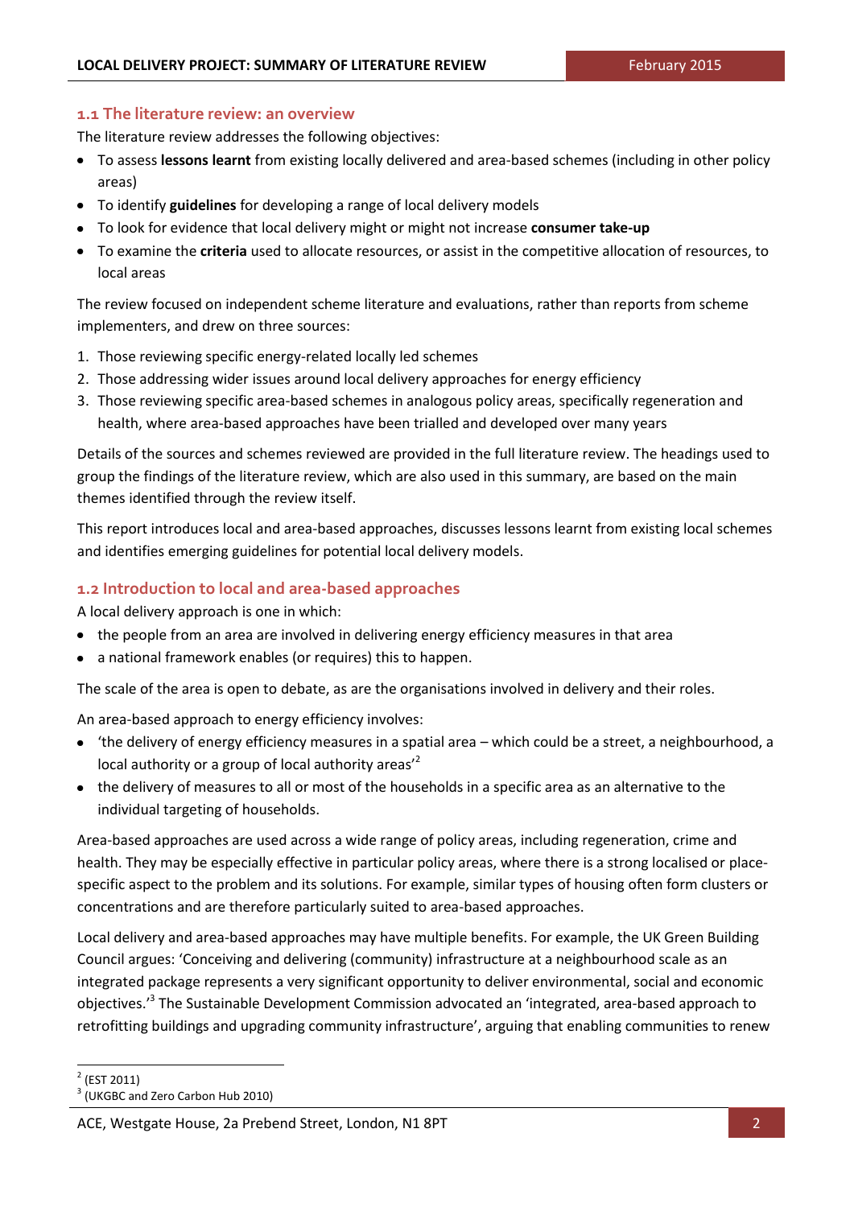## 1.1 The literature review: an overview

The literature review addresses the following objectives:

- To assess **lessons learnt** from existing locally delivered and area-based schemes (including in other policy areas)
- To identify **guidelines** for developing a range of local delivery models
- To look for evidence that local delivery might or might not increase **consumer take-up**
- To examine the **criteria** used to allocate resources, or assist in the competitive allocation of resources, to local areas

The review focused on independent scheme literature and evaluations, rather than reports from scheme implementers, and drew on three sources:

1. Those reviewing specific energy-related locally led schemes
2. Those addressing wider issues around local delivery approaches for energy efficiency
3. Those reviewing specific area-based schemes in analogous policy areas, specifically regeneration and health, where area-based approaches have been trialled and developed over many years

Details of the sources and schemes reviewed are provided in the full literature review. The headings used to group the findings of the literature review, which are also used in this summary, are based on the main themes identified through the review itself.

This report introduces local and area-based approaches, discusses lessons learnt from existing local schemes and identifies emerging guidelines for potential local delivery models.

## 1.2 Introduction to local and area-based approaches

A local delivery approach is one in which:

- the people from an area are involved in delivering energy efficiency measures in that area
- a national framework enables (or requires) this to happen.

The scale of the area is open to debate, as are the organisations involved in delivery and their roles.

An area-based approach to energy efficiency involves:

- 'the delivery of energy efficiency measures in a spatial area – which could be a street, a neighbourhood, a local authority or a group of local authority areas'[2]
- the delivery of measures to all or most of the households in a specific area as an alternative to the individual targeting of households.

Area-based approaches are used across a wide range of policy areas, including regeneration, crime and health. They may be especially effective in particular policy areas, where there is a strong localised or place-specific aspect to the problem and its solutions. For example, similar types of housing often form clusters or concentrations and are therefore particularly suited to area-based approaches.

Local delivery and area-based approaches may have multiple benefits. For example, the UK Green Building Council argues: 'Conceiving and delivering (community) infrastructure at a neighbourhood scale as an integrated package represents a very significant opportunity to deliver environmental, social and economic objectives.'[3] The Sustainable Development Commission advocated an 'integrated, area-based approach to retrofitting buildings and upgrading community infrastructure', arguing that enabling communities to renew

---

[2] (EST 2011)

[3] (UKGBC and Zero Carbon Hub 2010)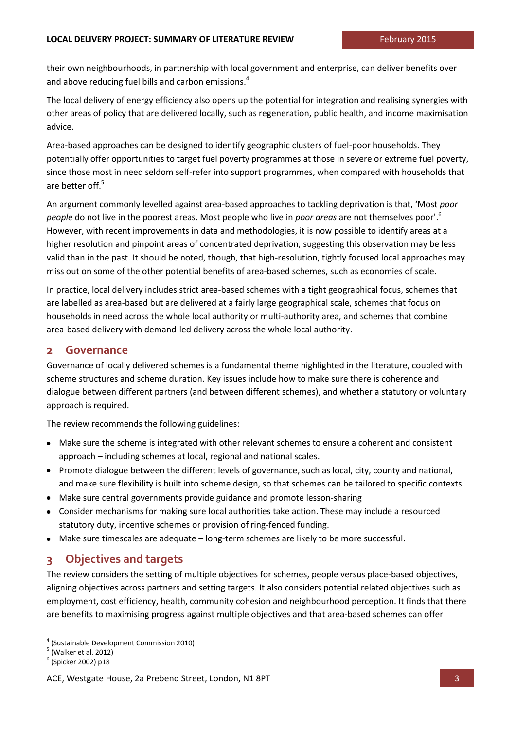their own neighbourhoods, in partnership with local government and enterprise, can deliver benefits over and above reducing fuel bills and carbon emissions.[4]

The local delivery of energy efficiency also opens up the potential for integration and realising synergies with other areas of policy that are delivered locally, such as regeneration, public health, and income maximisation advice.

Area-based approaches can be designed to identify geographic clusters of fuel-poor households. They potentially offer opportunities to target fuel poverty programmes at those in severe or extreme fuel poverty, since those most in need seldom self-refer into support programmes, when compared with households that are better off.[5]

An argument commonly levelled against area-based approaches to tackling deprivation is that, 'Most *poor people* do not live in the poorest areas. Most people who live in *poor areas* are not themselves poor'.[6] However, with recent improvements in data and methodologies, it is now possible to identify areas at a higher resolution and pinpoint areas of concentrated deprivation, suggesting this observation may be less valid than in the past. It should be noted, though, that high-resolution, tightly focused local approaches may miss out on some of the other potential benefits of area-based schemes, such as economies of scale.

In practice, local delivery includes strict area-based schemes with a tight geographical focus, schemes that are labelled as area-based but are delivered at a fairly large geographical scale, schemes that focus on households in need across the whole local authority or multi-authority area, and schemes that combine area-based delivery with demand-led delivery across the whole local authority.

## 2 Governance

Governance of locally delivered schemes is a fundamental theme highlighted in the literature, coupled with scheme structures and scheme duration. Key issues include how to make sure there is coherence and dialogue between different partners (and between different schemes), and whether a statutory or voluntary approach is required.

The review recommends the following guidelines:

- Make sure the scheme is integrated with other relevant schemes to ensure a coherent and consistent approach – including schemes at local, regional and national scales.
- Promote dialogue between the different levels of governance, such as local, city, county and national, and make sure flexibility is built into scheme design, so that schemes can be tailored to specific contexts.
- Make sure central governments provide guidance and promote lesson-sharing
- Consider mechanisms for making sure local authorities take action. These may include a resourced statutory duty, incentive schemes or provision of ring-fenced funding.
- Make sure timescales are adequate – long-term schemes are likely to be more successful.

## 3 Objectives and targets

The review considers the setting of multiple objectives for schemes, people versus place-based objectives, aligning objectives across partners and setting targets. It also considers potential related objectives such as employment, cost efficiency, health, community cohesion and neighbourhood perception. It finds that there are benefits to maximising progress against multiple objectives and that area-based schemes can offer

[4] (Sustainable Development Commission 2010)
[5] (Walker et al. 2012)
[6] (Spicker 2002) p18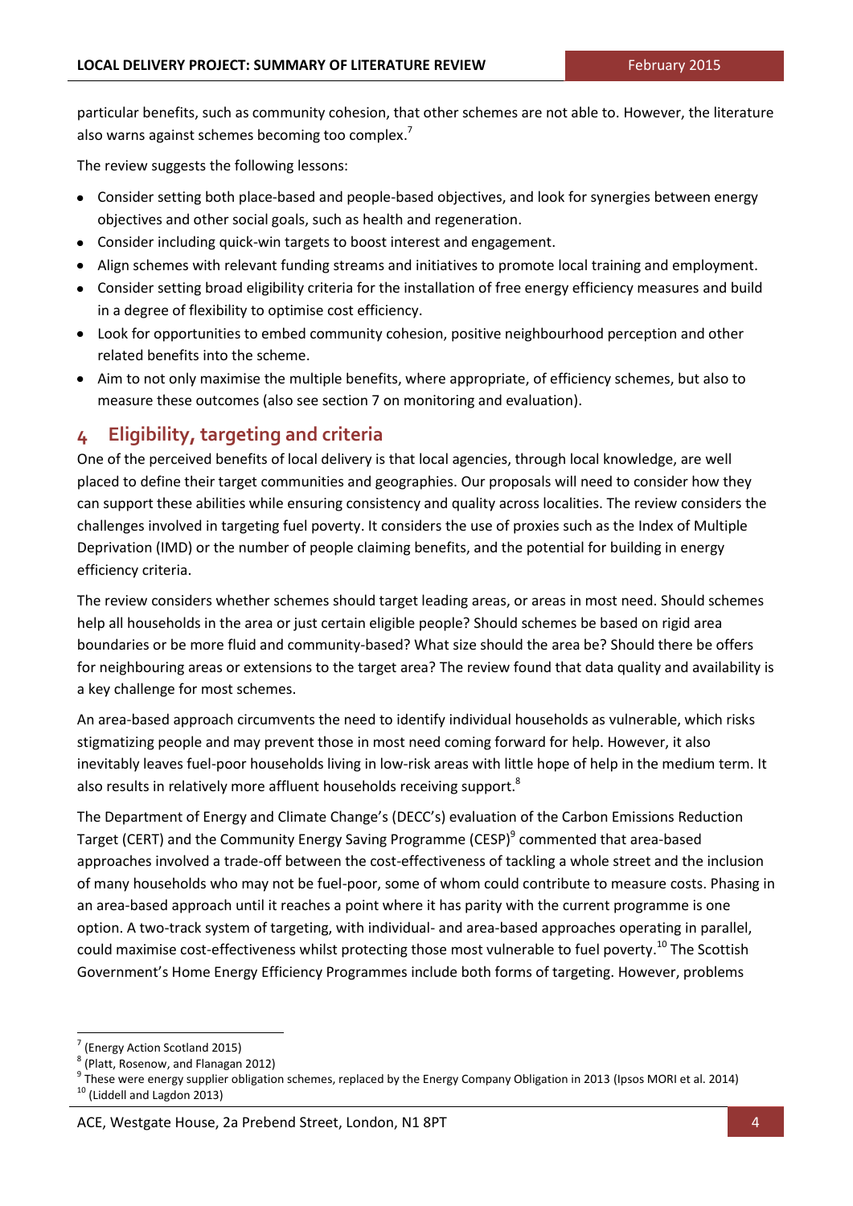particular benefits, such as community cohesion, that other schemes are not able to. However, the literature also warns against schemes becoming too complex.[7]

The review suggests the following lessons:

- Consider setting both place-based and people-based objectives, and look for synergies between energy objectives and other social goals, such as health and regeneration.
- Consider including quick-win targets to boost interest and engagement.
- Align schemes with relevant funding streams and initiatives to promote local training and employment.
- Consider setting broad eligibility criteria for the installation of free energy efficiency measures and build in a degree of flexibility to optimise cost efficiency.
- Look for opportunities to embed community cohesion, positive neighbourhood perception and other related benefits into the scheme.
- Aim to not only maximise the multiple benefits, where appropriate, of efficiency schemes, but also to measure these outcomes (also see section 7 on monitoring and evaluation).

## 4 Eligibility, targeting and criteria

One of the perceived benefits of local delivery is that local agencies, through local knowledge, are well placed to define their target communities and geographies. Our proposals will need to consider how they can support these abilities while ensuring consistency and quality across localities. The review considers the challenges involved in targeting fuel poverty. It considers the use of proxies such as the Index of Multiple Deprivation (IMD) or the number of people claiming benefits, and the potential for building in energy efficiency criteria.

The review considers whether schemes should target leading areas, or areas in most need. Should schemes help all households in the area or just certain eligible people? Should schemes be based on rigid area boundaries or be more fluid and community-based? What size should the area be? Should there be offers for neighbouring areas or extensions to the target area? The review found that data quality and availability is a key challenge for most schemes.

An area-based approach circumvents the need to identify individual households as vulnerable, which risks stigmatizing people and may prevent those in most need coming forward for help. However, it also inevitably leaves fuel-poor households living in low-risk areas with little hope of help in the medium term. It also results in relatively more affluent households receiving support.[8]

The Department of Energy and Climate Change's (DECC's) evaluation of the Carbon Emissions Reduction Target (CERT) and the Community Energy Saving Programme (CESP)[9] commented that area-based approaches involved a trade-off between the cost-effectiveness of tackling a whole street and the inclusion of many households who may not be fuel-poor, some of whom could contribute to measure costs. Phasing in an area-based approach until it reaches a point where it has parity with the current programme is one option. A two-track system of targeting, with individual- and area-based approaches operating in parallel, could maximise cost-effectiveness whilst protecting those most vulnerable to fuel poverty.[10] The Scottish Government's Home Energy Efficiency Programmes include both forms of targeting. However, problems

[7] (Energy Action Scotland 2015)

[8] (Platt, Rosenow, and Flanagan 2012)

[9] These were energy supplier obligation schemes, replaced by the Energy Company Obligation in 2013 (Ipsos MORI et al. 2014)

[10] (Liddell and Lagdon 2013)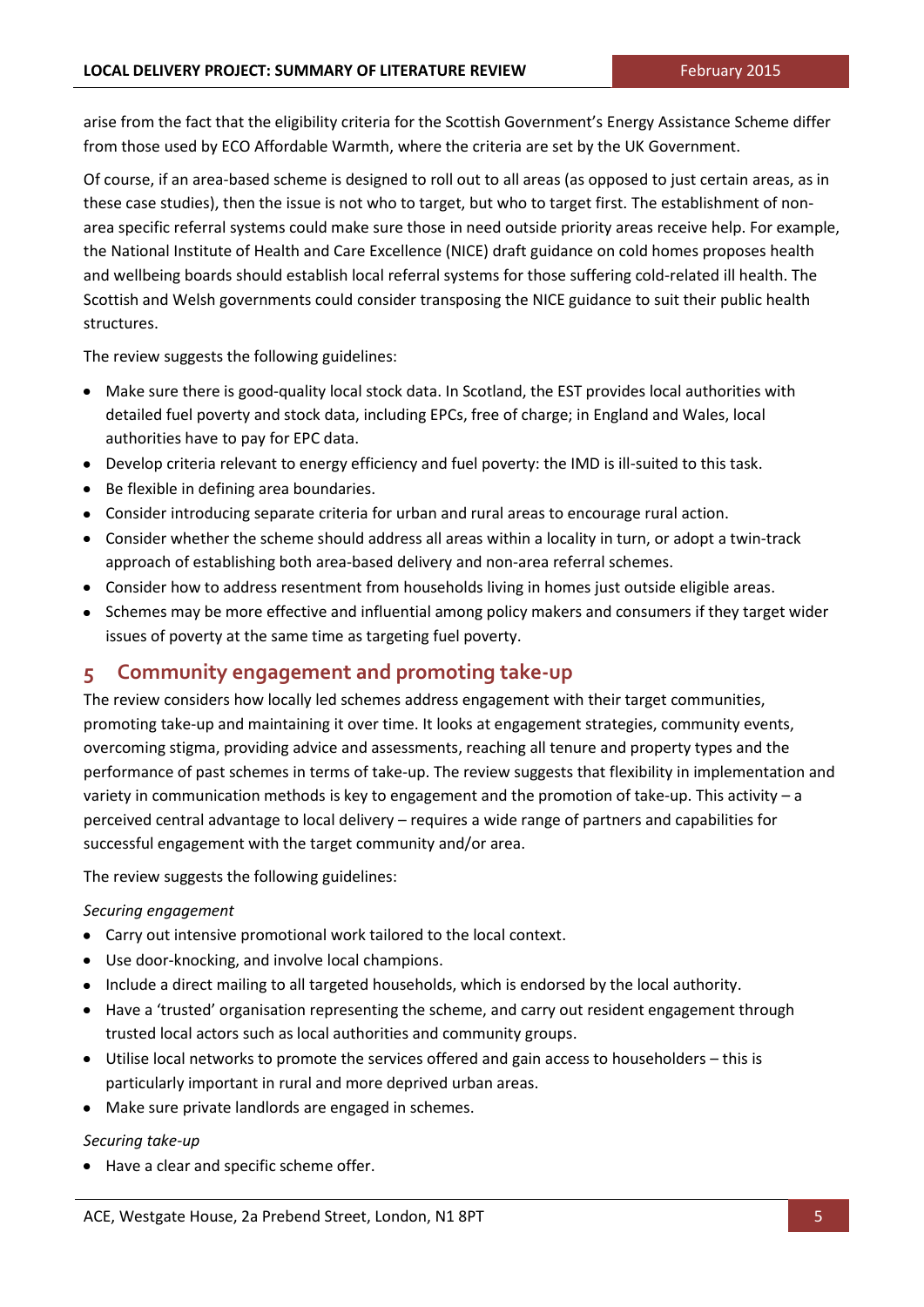arise from the fact that the eligibility criteria for the Scottish Government's Energy Assistance Scheme differ from those used by ECO Affordable Warmth, where the criteria are set by the UK Government.

Of course, if an area-based scheme is designed to roll out to all areas (as opposed to just certain areas, as in these case studies), then the issue is not who to target, but who to target first. The establishment of non-area specific referral systems could make sure those in need outside priority areas receive help. For example, the National Institute of Health and Care Excellence (NICE) draft guidance on cold homes proposes health and wellbeing boards should establish local referral systems for those suffering cold-related ill health. The Scottish and Welsh governments could consider transposing the NICE guidance to suit their public health structures.

The review suggests the following guidelines:

- Make sure there is good-quality local stock data. In Scotland, the EST provides local authorities with detailed fuel poverty and stock data, including EPCs, free of charge; in England and Wales, local authorities have to pay for EPC data.
- Develop criteria relevant to energy efficiency and fuel poverty: the IMD is ill-suited to this task.
- Be flexible in defining area boundaries.
- Consider introducing separate criteria for urban and rural areas to encourage rural action.
- Consider whether the scheme should address all areas within a locality in turn, or adopt a twin-track approach of establishing both area-based delivery and non-area referral schemes.
- Consider how to address resentment from households living in homes just outside eligible areas.
- Schemes may be more effective and influential among policy makers and consumers if they target wider issues of poverty at the same time as targeting fuel poverty.

## 5 Community engagement and promoting take-up

The review considers how locally led schemes address engagement with their target communities, promoting take-up and maintaining it over time. It looks at engagement strategies, community events, overcoming stigma, providing advice and assessments, reaching all tenure and property types and the performance of past schemes in terms of take-up. The review suggests that flexibility in implementation and variety in communication methods is key to engagement and the promotion of take-up. This activity – a perceived central advantage to local delivery – requires a wide range of partners and capabilities for successful engagement with the target community and/or area.

The review suggests the following guidelines:

*Securing engagement*

- Carry out intensive promotional work tailored to the local context.
- Use door-knocking, and involve local champions.
- Include a direct mailing to all targeted households, which is endorsed by the local authority.
- Have a 'trusted' organisation representing the scheme, and carry out resident engagement through trusted local actors such as local authorities and community groups.
- Utilise local networks to promote the services offered and gain access to householders – this is particularly important in rural and more deprived urban areas.
- Make sure private landlords are engaged in schemes.

*Securing take-up*

- Have a clear and specific scheme offer.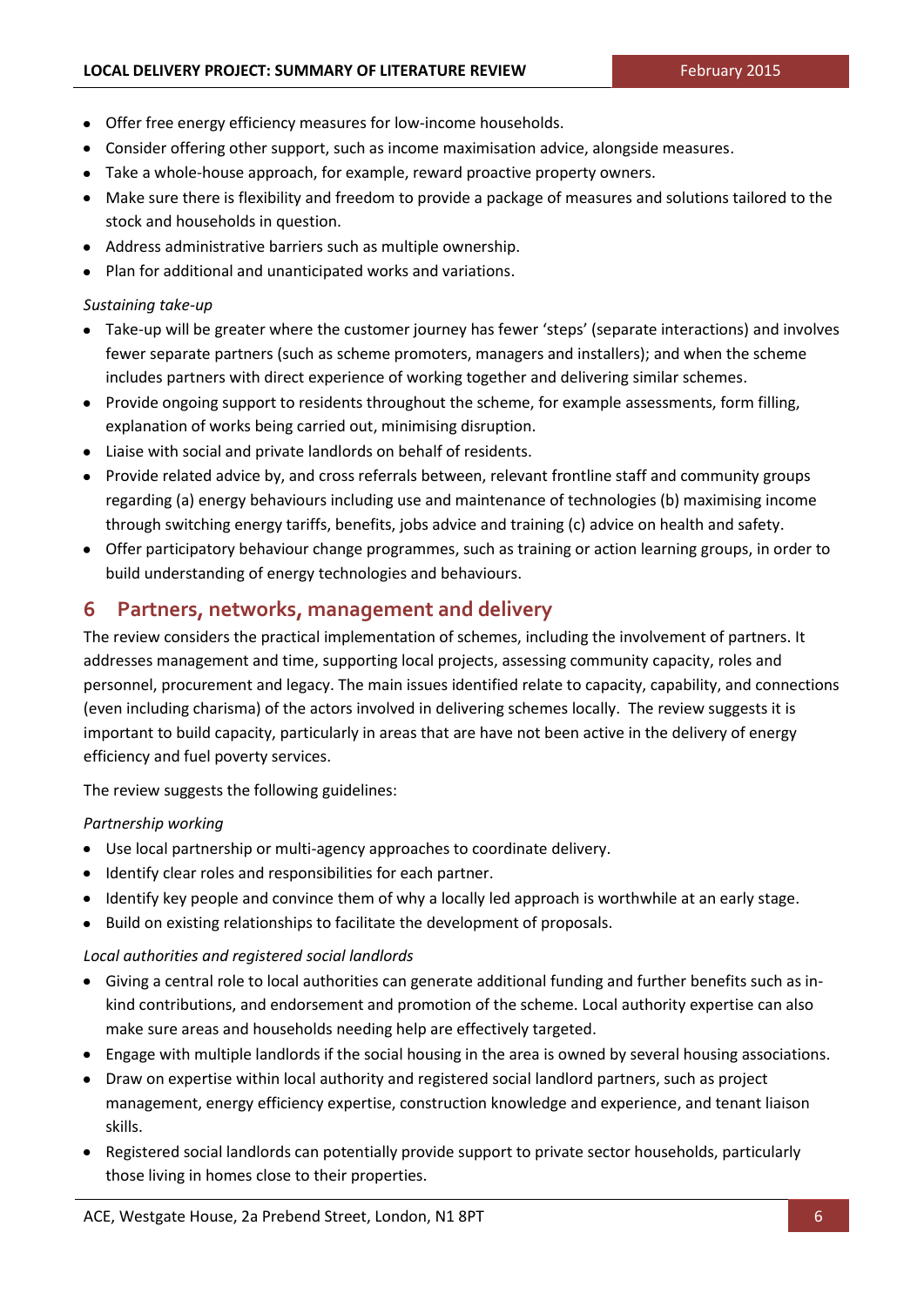- Offer free energy efficiency measures for low-income households.
- Consider offering other support, such as income maximisation advice, alongside measures.
- Take a whole-house approach, for example, reward proactive property owners.
- Make sure there is flexibility and freedom to provide a package of measures and solutions tailored to the stock and households in question.
- Address administrative barriers such as multiple ownership.
- Plan for additional and unanticipated works and variations.

*Sustaining take-up*

- Take-up will be greater where the customer journey has fewer 'steps' (separate interactions) and involves fewer separate partners (such as scheme promoters, managers and installers); and when the scheme includes partners with direct experience of working together and delivering similar schemes.
- Provide ongoing support to residents throughout the scheme, for example assessments, form filling, explanation of works being carried out, minimising disruption.
- Liaise with social and private landlords on behalf of residents.
- Provide related advice by, and cross referrals between, relevant frontline staff and community groups regarding (a) energy behaviours including use and maintenance of technologies (b) maximising income through switching energy tariffs, benefits, jobs advice and training (c) advice on health and safety.
- Offer participatory behaviour change programmes, such as training or action learning groups, in order to build understanding of energy technologies and behaviours.

## 6 Partners, networks, management and delivery

The review considers the practical implementation of schemes, including the involvement of partners. It addresses management and time, supporting local projects, assessing community capacity, roles and personnel, procurement and legacy. The main issues identified relate to capacity, capability, and connections (even including charisma) of the actors involved in delivering schemes locally. The review suggests it is important to build capacity, particularly in areas that are have not been active in the delivery of energy efficiency and fuel poverty services.

The review suggests the following guidelines:

*Partnership working*

- Use local partnership or multi-agency approaches to coordinate delivery.
- Identify clear roles and responsibilities for each partner.
- Identify key people and convince them of why a locally led approach is worthwhile at an early stage.
- Build on existing relationships to facilitate the development of proposals.

*Local authorities and registered social landlords*

- Giving a central role to local authorities can generate additional funding and further benefits such as in-kind contributions, and endorsement and promotion of the scheme. Local authority expertise can also make sure areas and households needing help are effectively targeted.
- Engage with multiple landlords if the social housing in the area is owned by several housing associations.
- Draw on expertise within local authority and registered social landlord partners, such as project management, energy efficiency expertise, construction knowledge and experience, and tenant liaison skills.
- Registered social landlords can potentially provide support to private sector households, particularly those living in homes close to their properties.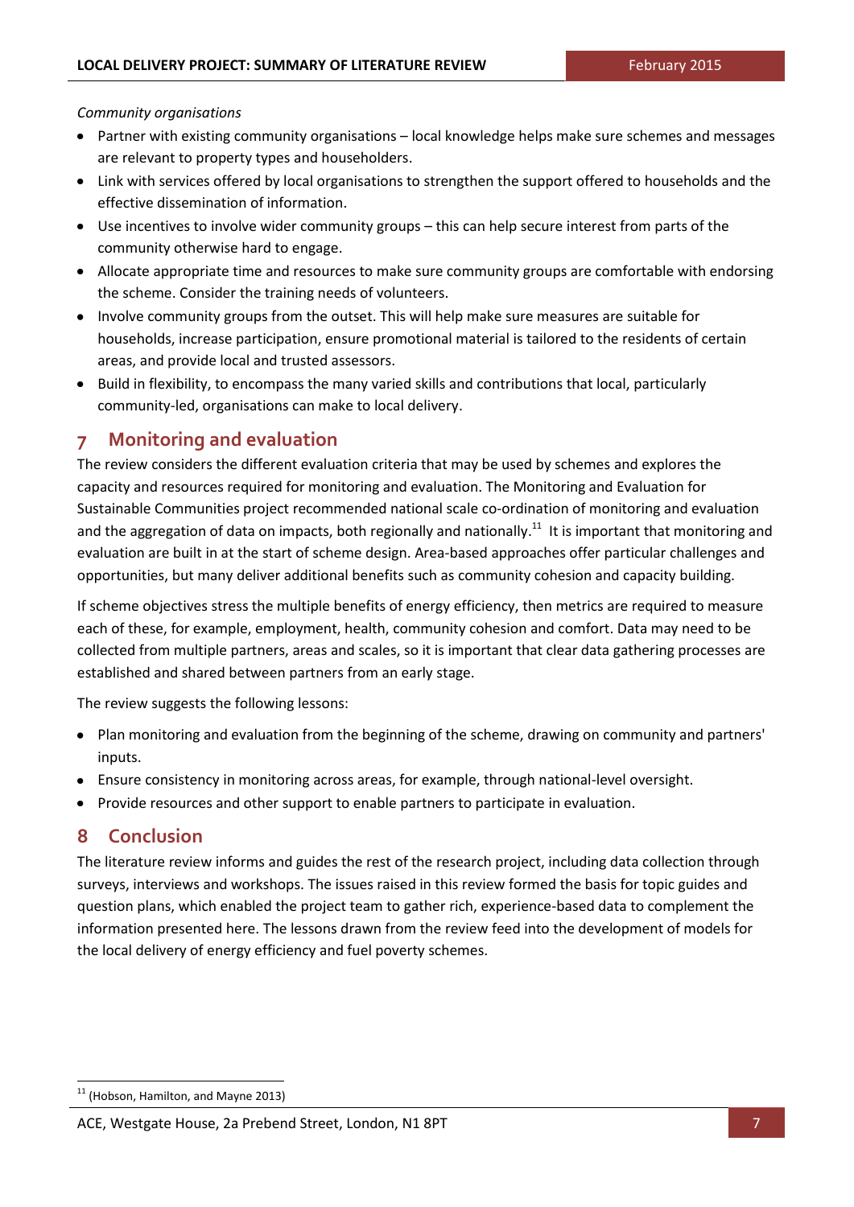*Community organisations*

- Partner with existing community organisations – local knowledge helps make sure schemes and messages are relevant to property types and householders.
- Link with services offered by local organisations to strengthen the support offered to households and the effective dissemination of information.
- Use incentives to involve wider community groups – this can help secure interest from parts of the community otherwise hard to engage.
- Allocate appropriate time and resources to make sure community groups are comfortable with endorsing the scheme. Consider the training needs of volunteers.
- Involve community groups from the outset. This will help make sure measures are suitable for households, increase participation, ensure promotional material is tailored to the residents of certain areas, and provide local and trusted assessors.
- Build in flexibility, to encompass the many varied skills and contributions that local, particularly community-led, organisations can make to local delivery.

## 7 Monitoring and evaluation

The review considers the different evaluation criteria that may be used by schemes and explores the capacity and resources required for monitoring and evaluation. The Monitoring and Evaluation for Sustainable Communities project recommended national scale co-ordination of monitoring and evaluation and the aggregation of data on impacts, both regionally and nationally.[11] It is important that monitoring and evaluation are built in at the start of scheme design. Area-based approaches offer particular challenges and opportunities, but many deliver additional benefits such as community cohesion and capacity building.

If scheme objectives stress the multiple benefits of energy efficiency, then metrics are required to measure each of these, for example, employment, health, community cohesion and comfort. Data may need to be collected from multiple partners, areas and scales, so it is important that clear data gathering processes are established and shared between partners from an early stage.

The review suggests the following lessons:

- Plan monitoring and evaluation from the beginning of the scheme, drawing on community and partners' inputs.
- Ensure consistency in monitoring across areas, for example, through national-level oversight.
- Provide resources and other support to enable partners to participate in evaluation.

## 8 Conclusion

The literature review informs and guides the rest of the research project, including data collection through surveys, interviews and workshops. The issues raised in this review formed the basis for topic guides and question plans, which enabled the project team to gather rich, experience-based data to complement the information presented here. The lessons drawn from the review feed into the development of models for the local delivery of energy efficiency and fuel poverty schemes.

[11] (Hobson, Hamilton, and Mayne 2013)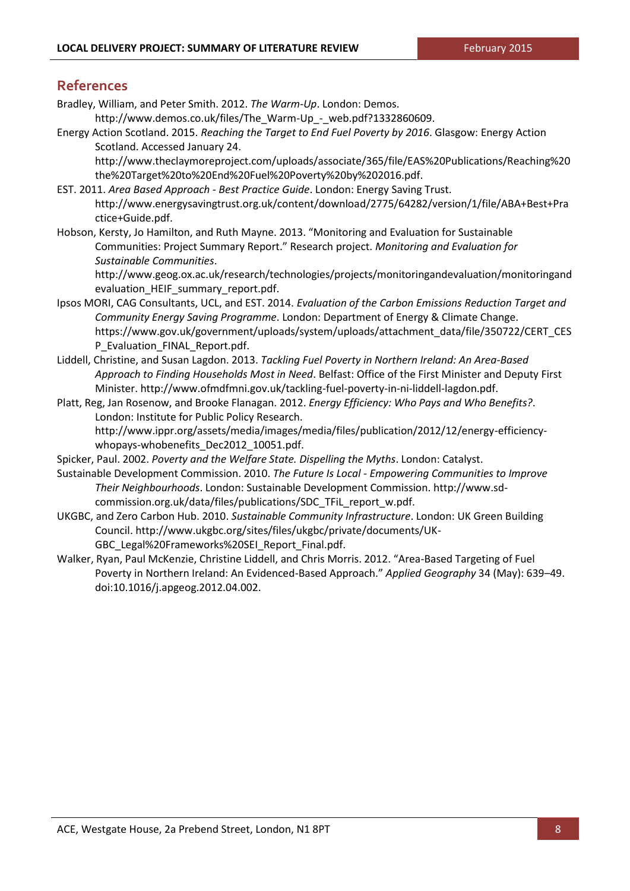## References

Bradley, William, and Peter Smith. 2012. *The Warm-Up*. London: Demos. http://www.demos.co.uk/files/The_Warm-Up_-_web.pdf?1332860609.

Energy Action Scotland. 2015. *Reaching the Target to End Fuel Poverty by 2016*. Glasgow: Energy Action Scotland. Accessed January 24. http://www.theclaymoreproject.com/uploads/associate/365/file/EAS%20Publications/Reaching%20the%20Target%20to%20End%20Fuel%20Poverty%20by%202016.pdf.

EST. 2011. *Area Based Approach - Best Practice Guide*. London: Energy Saving Trust. http://www.energysavingtrust.org.uk/content/download/2775/64282/version/1/file/ABA+Best+Practice+Guide.pdf.

Hobson, Kersty, Jo Hamilton, and Ruth Mayne. 2013. "Monitoring and Evaluation for Sustainable Communities: Project Summary Report." Research project. *Monitoring and Evaluation for Sustainable Communities*. http://www.geog.ox.ac.uk/research/technologies/projects/monitoringandevaluation/monitoringandevaluation_HEIF_summary_report.pdf.

Ipsos MORI, CAG Consultants, UCL, and EST. 2014. *Evaluation of the Carbon Emissions Reduction Target and Community Energy Saving Programme*. London: Department of Energy & Climate Change. https://www.gov.uk/government/uploads/system/uploads/attachment_data/file/350722/CERT_CESP_Evaluation_FINAL_Report.pdf.

Liddell, Christine, and Susan Lagdon. 2013. *Tackling Fuel Poverty in Northern Ireland: An Area-Based Approach to Finding Households Most in Need*. Belfast: Office of the First Minister and Deputy First Minister. http://www.ofmdfmni.gov.uk/tackling-fuel-poverty-in-ni-liddell-lagdon.pdf.

Platt, Reg, Jan Rosenow, and Brooke Flanagan. 2012. *Energy Efficiency: Who Pays and Who Benefits?*. London: Institute for Public Policy Research. http://www.ippr.org/assets/media/images/media/files/publication/2012/12/energy-efficiency-whopays-whobenefits_Dec2012_10051.pdf.

Spicker, Paul. 2002. *Poverty and the Welfare State. Dispelling the Myths*. London: Catalyst.

Sustainable Development Commission. 2010. *The Future Is Local - Empowering Communities to Improve Their Neighbourhoods*. London: Sustainable Development Commission. http://www.sd-commission.org.uk/data/files/publications/SDC_TFiL_report_w.pdf.

UKGBC, and Zero Carbon Hub. 2010. *Sustainable Community Infrastructure*. London: UK Green Building Council. http://www.ukgbc.org/sites/files/ukgbc/private/documents/UK-GBC_Legal%20Frameworks%20SEI_Report_Final.pdf.

Walker, Ryan, Paul McKenzie, Christine Liddell, and Chris Morris. 2012. "Area-Based Targeting of Fuel Poverty in Northern Ireland: An Evidenced-Based Approach." *Applied Geography* 34 (May): 639–49. doi:10.1016/j.apgeog.2012.04.002.